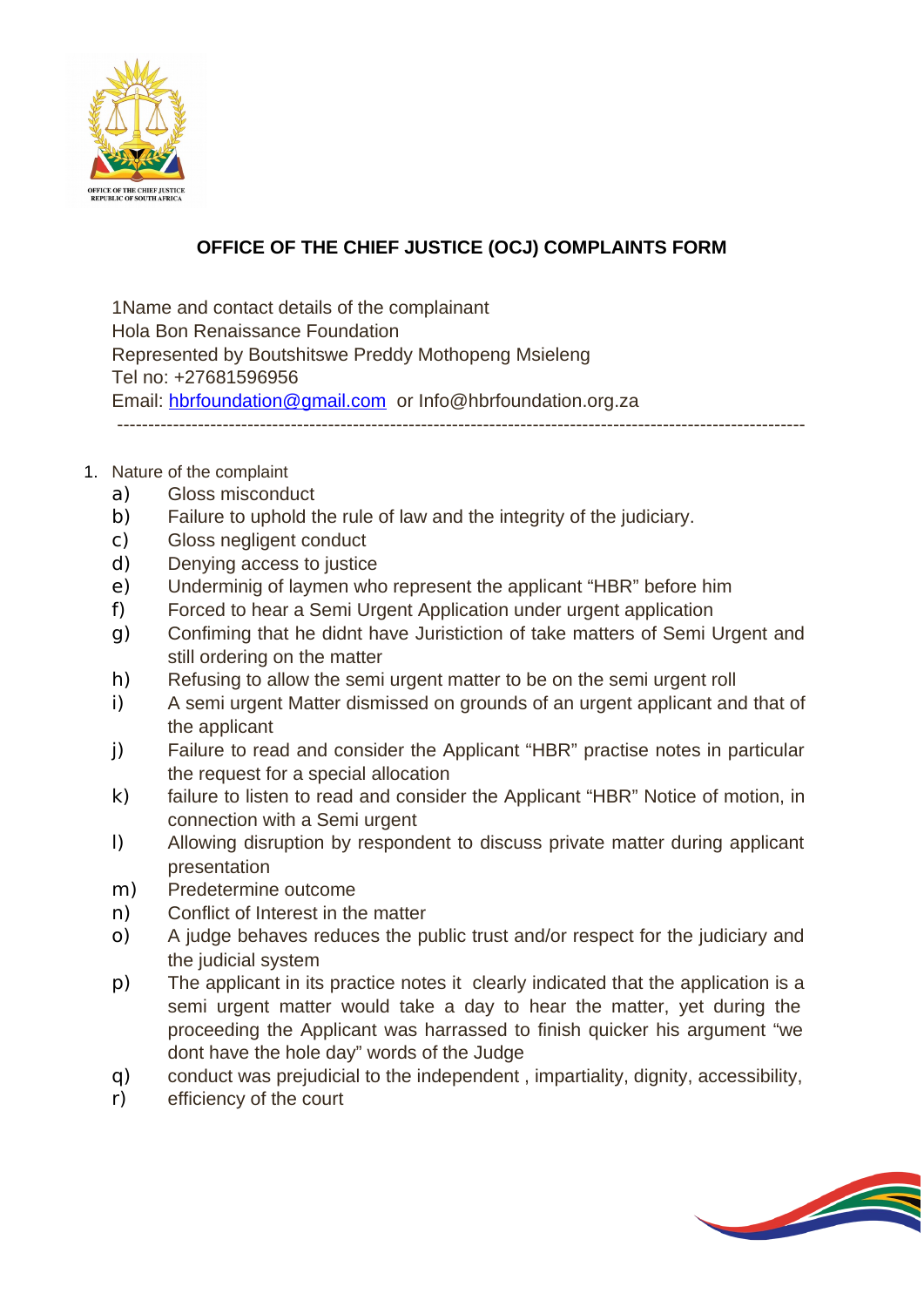## OFFICE OF THE CHIEF JUSTICE (OCJ) COMPLAINTS FORM

1Name and contact details of the complainant
Hola Bon Renaissance Foundation
Represented by Boutshitswe Preddy Mothopeng Msieleng
Tel no: +27681596956
Email: hbrfoundation@gmail.com or Info@hbrfoundation.org.za

---

1. Nature of the complaint
   a) Gloss misconduct
   b) Failure to uphold the rule of law and the integrity of the judiciary.
   c) Gloss negligent conduct
   d) Denying access to justice
   e) Underminig of laymen who represent the applicant "HBR" before him
   f) Forced to hear a Semi Urgent Application under urgent application
   g) Confiming that he didnt have Juristiction of take matters of Semi Urgent and still ordering on the matter
   h) Refusing to allow the semi urgent matter to be on the semi urgent roll
   i) A semi urgent Matter dismissed on grounds of an urgent applicant and that of the applicant
   j) Failure to read and consider the Applicant "HBR" practise notes in particular the request for a special allocation
   k) failure to listen to read and consider the Applicant "HBR" Notice of motion, in connection with a Semi urgent
   l) Allowing disruption by respondent to discuss private matter during applicant presentation
   m) Predetermine outcome
   n) Conflict of Interest in the matter
   o) A judge behaves reduces the public trust and/or respect for the judiciary and the judicial system
   p) The applicant in its practice notes it clearly indicated that the application is a semi urgent matter would take a day to hear the matter, yet during the proceeding the Applicant was harrassed to finish quicker his argument "we dont have the hole day" words of the Judge
   q) conduct was prejudicial to the independent , impartiality, dignity, accessibility,
   r) efficiency of the court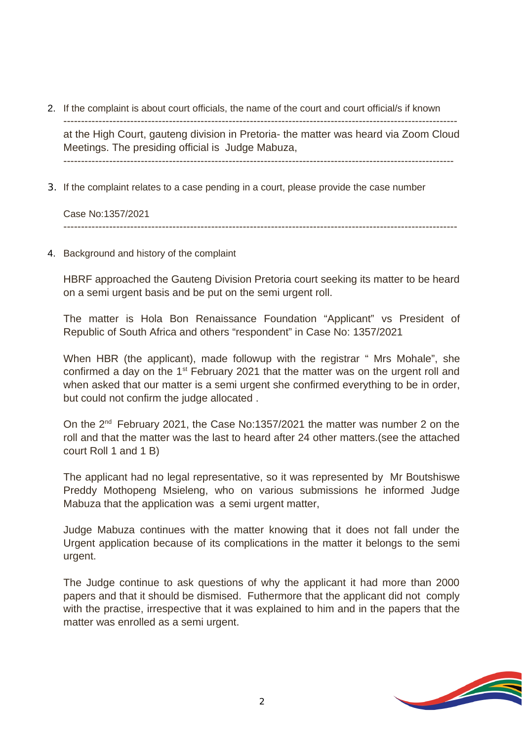2. If the complaint is about court officials, the name of the court and court official/s if known

---

at the High Court, gauteng division in Pretoria- the matter was heard via Zoom Cloud Meetings. The presiding official is Judge Mabuza,

---

3. If the complaint relates to a case pending in a court, please provide the case number

Case No:1357/2021

---

4. Background and history of the complaint

HBRF approached the Gauteng Division Pretoria court seeking its matter to be heard on a semi urgent basis and be put on the semi urgent roll.

The matter is Hola Bon Renaissance Foundation “Applicant” vs President of Republic of South Africa and others “respondent” in Case No: 1357/2021

When HBR (the applicant), made followup with the registrar “ Mrs Mohale”, she confirmed a day on the 1st February 2021 that the matter was on the urgent roll and when asked that our matter is a semi urgent she confirmed everything to be in order, but could not confirm the judge allocated .

On the 2nd February 2021, the Case No:1357/2021 the matter was number 2 on the roll and that the matter was the last to heard after 24 other matters.(see the attached court Roll 1 and 1 B)

The applicant had no legal representative, so it was represented by Mr Boutshiswe Preddy Mothopeng Msieleng, who on various submissions he informed Judge Mabuza that the application was a semi urgent matter,

Judge Mabuza continues with the matter knowing that it does not fall under the Urgent application because of its complications in the matter it belongs to the semi urgent.

The Judge continue to ask questions of why the applicant it had more than 2000 papers and that it should be dismised. Futhermore that the applicant did not comply with the practise, irrespective that it was explained to him and in the papers that the matter was enrolled as a semi urgent.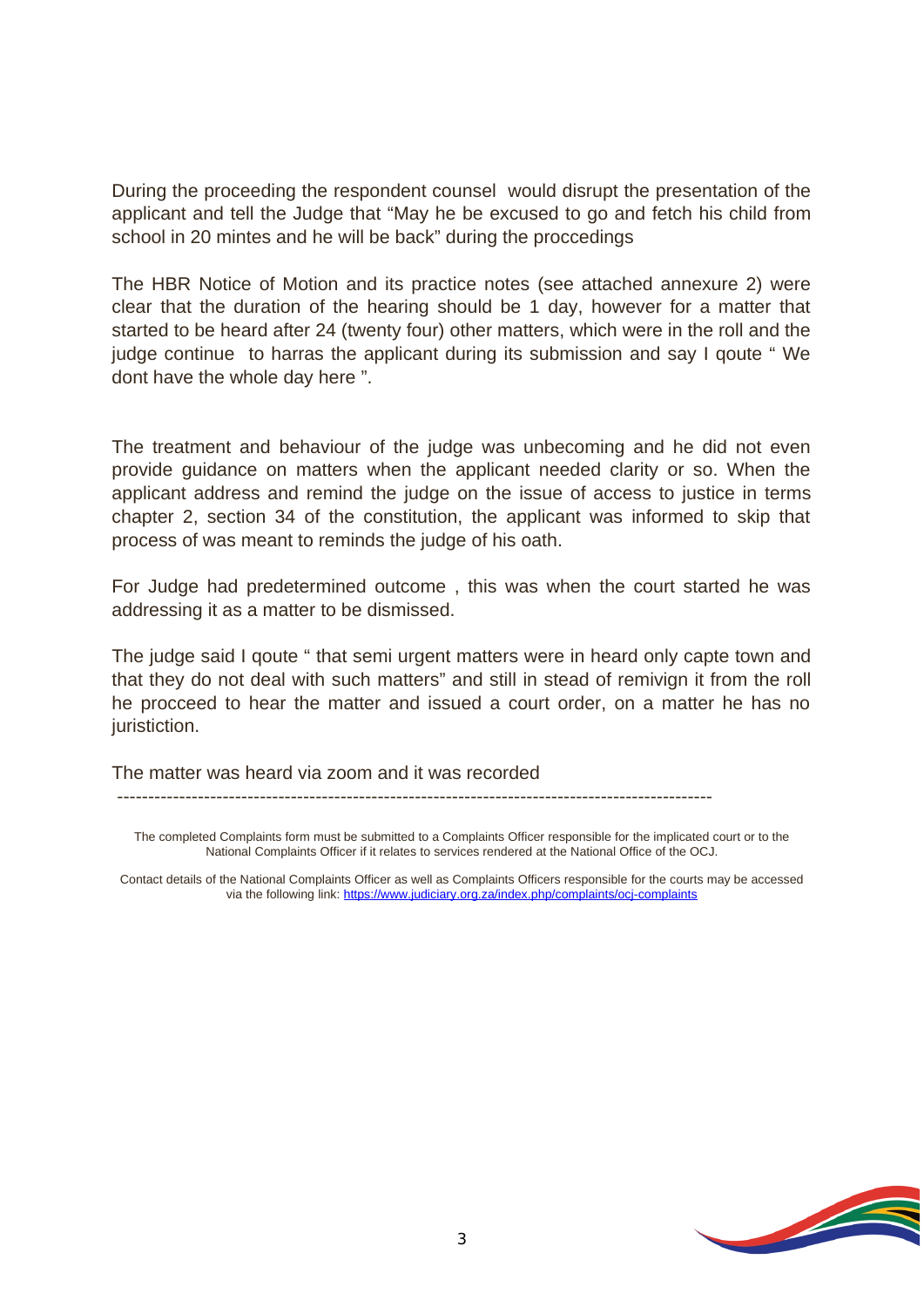During the proceeding the respondent counsel  would disrupt the presentation of the applicant and tell the Judge that "May he be excused to go and fetch his child from school in 20 mintes and he will be back" during the proccedings

The HBR Notice of Motion and its practice notes (see attached annexure 2) were clear that the duration of the hearing should be 1 day, however for a matter that started to be heard after 24 (twenty four) other matters, which were in the roll and the judge continue  to harras the applicant during its submission and say I qoute " We dont have the whole day here ".

The treatment and behaviour of the judge was unbecoming and he did not even provide guidance on matters when the applicant needed clarity or so. When the applicant address and remind the judge on the issue of access to justice in terms chapter 2, section 34 of the constitution, the applicant was informed to skip that process of was meant to reminds the judge of his oath.

For Judge had predetermined outcome , this was when the court started he was addressing it as a matter to be dismissed.

The judge said I qoute " that semi urgent matters were in heard only capte town and that they do not deal with such matters" and still in stead of remivign it from the roll he procceed to hear the matter and issued a court order, on a matter he has no juristiction.

The matter was heard via zoom and it was recorded

-----------------------------------------------------------------------------------------------

The completed Complaints form must be submitted to a Complaints Officer responsible for the implicated court or to the National Complaints Officer if it relates to services rendered at the National Office of the OCJ.

Contact details of the National Complaints Officer as well as Complaints Officers responsible for the courts may be accessed via the following link: https://www.judiciary.org.za/index.php/complaints/ocj-complaints